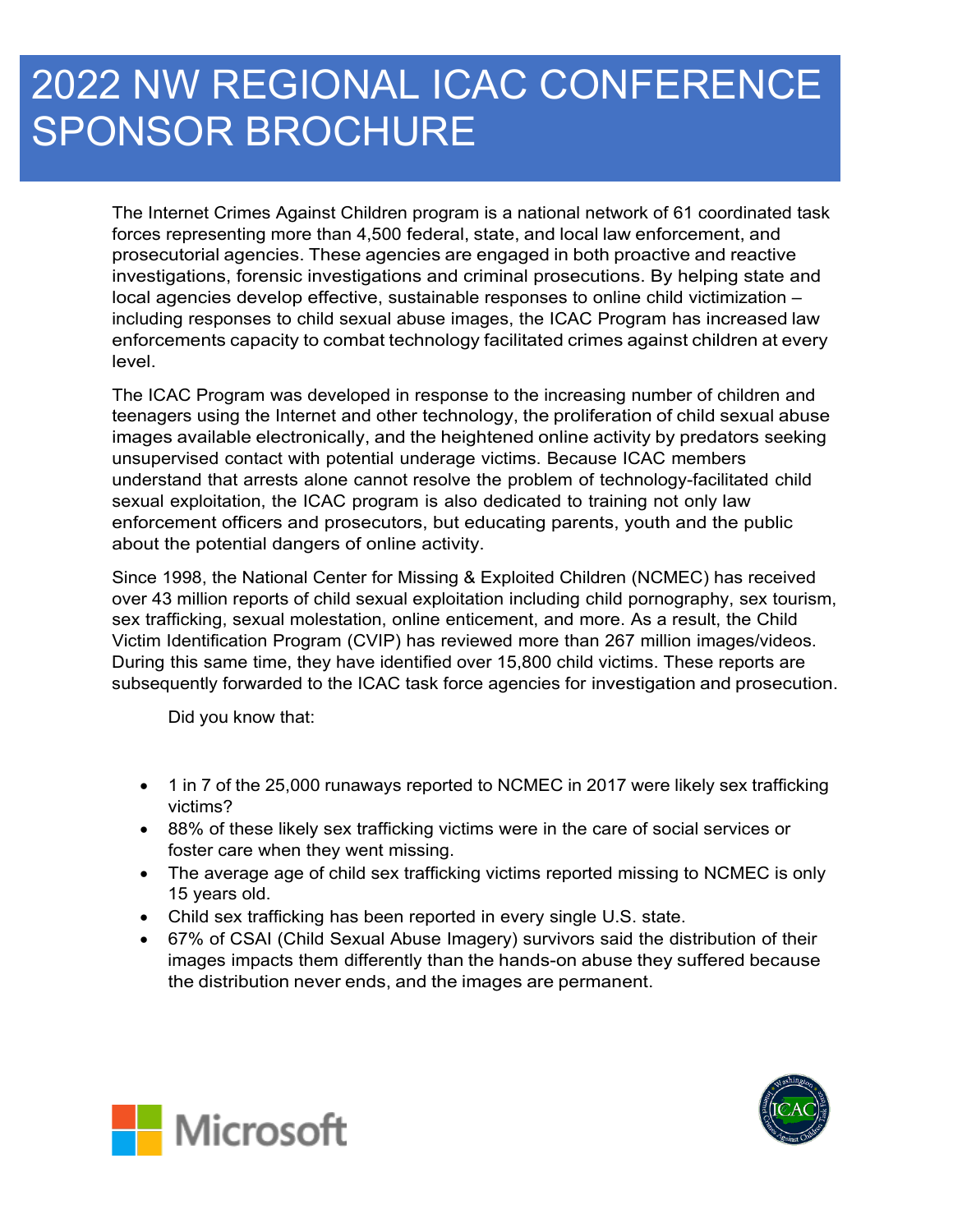# 2022 NW REGIONAL ICAC CONFERENCE SPONSOR BROCHURE

The Internet Crimes Against Children program is a national network of 61 coordinated task forces representing more than 4,500 federal, state, and local law enforcement, and prosecutorial agencies. These agencies are engaged in both proactive and reactive investigations, forensic investigations and criminal prosecutions. By helping state and local agencies develop effective, sustainable responses to online child victimization – including responses to child sexual abuse images, the ICAC Program has increased law enforcements capacity to combat technology facilitated crimes against children at every level.

The ICAC Program was developed in response to the increasing number of children and teenagers using the Internet and other technology, the proliferation of child sexual abuse images available electronically, and the heightened online activity by predators seeking unsupervised contact with potential underage victims. Because ICAC members understand that arrests alone cannot resolve the problem of technology-facilitated child sexual exploitation, the ICAC program is also dedicated to training not only law enforcement officers and prosecutors, but educating parents, youth and the public about the potential dangers of online activity.

Since 1998, the National Center for Missing & Exploited Children (NCMEC) has received over 43 million reports of child sexual exploitation including child pornography, sex tourism, sex trafficking, sexual molestation, online enticement, and more. As a result, the Child Victim Identification Program (CVIP) has reviewed more than 267 million images/videos. During this same time, they have identified over 15,800 child victims. These reports are subsequently forwarded to the ICAC task force agencies for investigation and prosecution.

Did you know that:

- 1 in 7 of the 25,000 runaways reported to NCMEC in 2017 were likely sex trafficking victims?
- 88% of these likely sex trafficking victims were in the care of social services or foster care when they went missing.
- The average age of child sex trafficking victims reported missing to NCMEC is only 15 years old.
- Child sex trafficking has been reported in every single U.S. state.
- 67% of CSAI (Child Sexual Abuse Imagery) survivors said the distribution of their images impacts them differently than the hands-on abuse they suffered because the distribution never ends, and the images are permanent.

Microsoft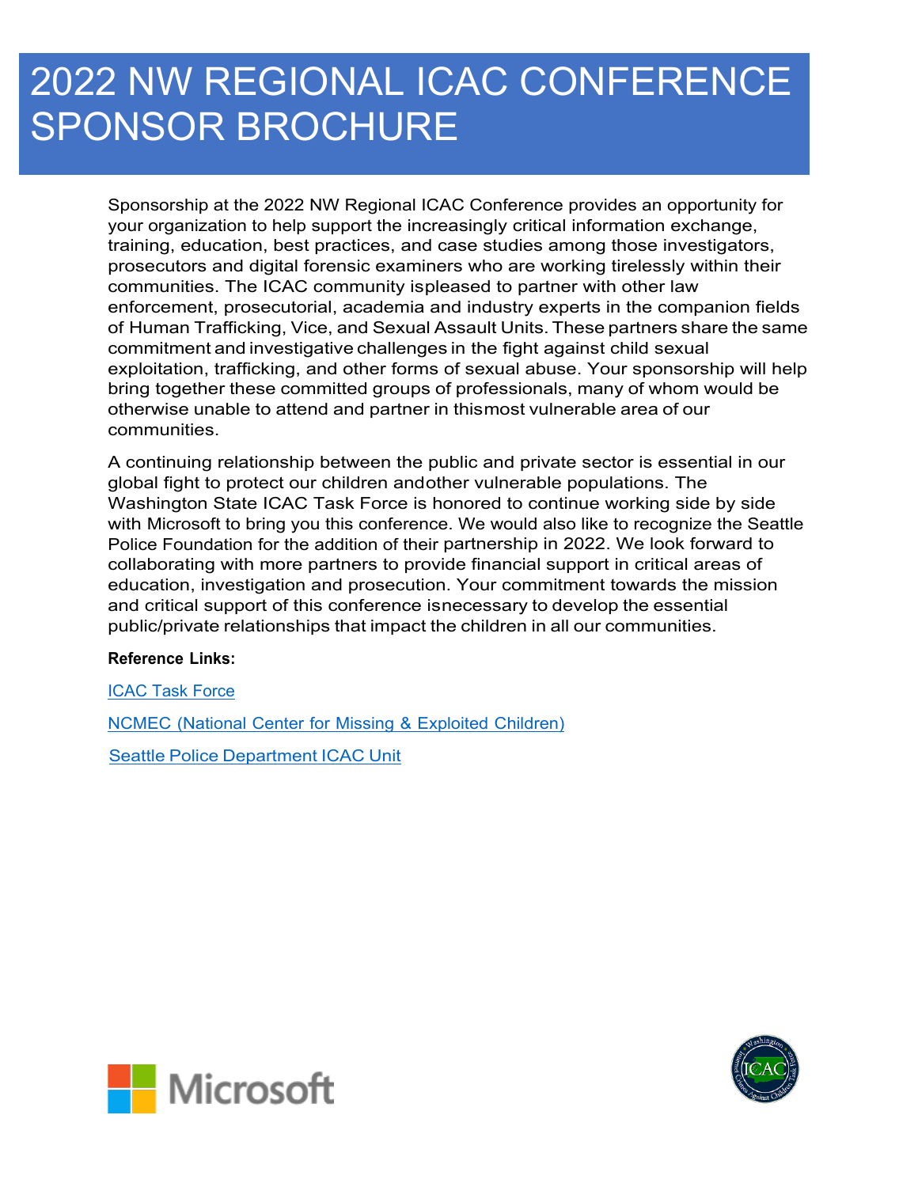# 2022 NW REGIONAL ICAC CONFERENCE SPONSOR BROCHURE

Sponsorship at the 2022 NW Regional ICAC Conference provides an opportunity for your organization to help support the increasingly critical information exchange, training, education, best practices, and case studies among those investigators, prosecutors and digital forensic examiners who are working tirelessly within their communities. The ICAC community ispleased to partner with other law enforcement, prosecutorial, academia and industry experts in the companion fields of Human Trafficking, Vice, and Sexual Assault Units. These partners share the same commitment and investigative challenges in the fight against child sexual exploitation, trafficking, and other forms of sexual abuse. Your sponsorship will help bring together these committed groups of professionals, many of whom would be otherwise unable to attend and partner in thismost vulnerable area of our communities.

A continuing relationship between the public and private sector is essential in our global fight to protect our children andother vulnerable populations. The Washington State ICAC Task Force is honored to continue working side by side with Microsoft to bring you this conference. We would also like to recognize the Seattle Police Foundation for the addition of their partnership in 2022. We look forward to collaborating with more partners to provide financial support in critical areas of education, investigation and prosecution. Your commitment towards the mission and critical support of this conference isnecessary to develop the essential public/private relationships that impact the children in all our communities.

**Reference Links:**

ICAC Task Force

NCMEC (National Center for Missing & Exploited Children)

Seattle Police Department ICAC Unit

Microsoft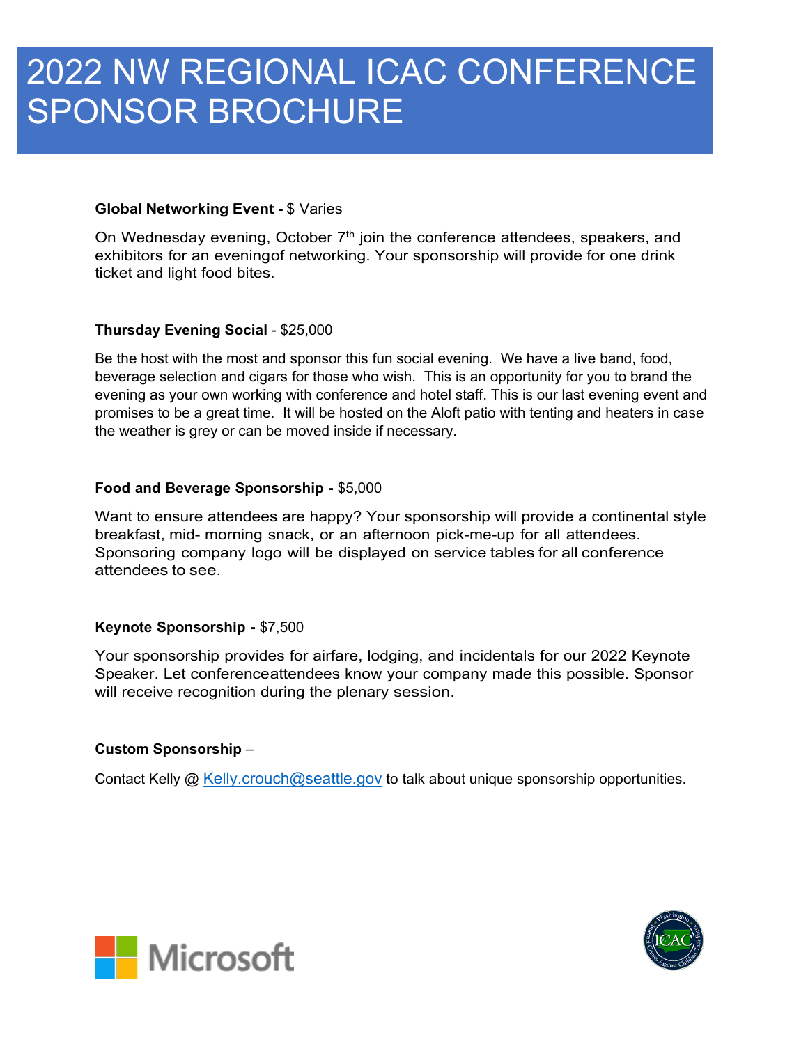# 2022 NW REGIONAL ICAC CONFERENCE SPONSOR BROCHURE

**Global Networking Event -** $ Varies

On Wednesday evening, October 7th join the conference attendees, speakers, and exhibitors for an eveningof networking. Your sponsorship will provide for one drink ticket and light food bites.

**Thursday Evening Social** - $25,000

Be the host with the most and sponsor this fun social evening. We have a live band, food, beverage selection and cigars for those who wish. This is an opportunity for you to brand the evening as your own working with conference and hotel staff. This is our last evening event and promises to be a great time. It will be hosted on the Aloft patio with tenting and heaters in case the weather is grey or can be moved inside if necessary.

**Food and Beverage Sponsorship -** $5,000

Want to ensure attendees are happy? Your sponsorship will provide a continental style breakfast, mid- morning snack, or an afternoon pick-me-up for all attendees. Sponsoring company logo will be displayed on service tables for all conference attendees to see.

**Keynote Sponsorship -** $7,500

Your sponsorship provides for airfare, lodging, and incidentals for our 2022 Keynote Speaker. Let conferenceattendees know your company made this possible. Sponsor will receive recognition during the plenary session.

**Custom Sponsorship** –

Contact Kelly @ Kelly.crouch@seattle.gov to talk about unique sponsorship opportunities.

Microsoft